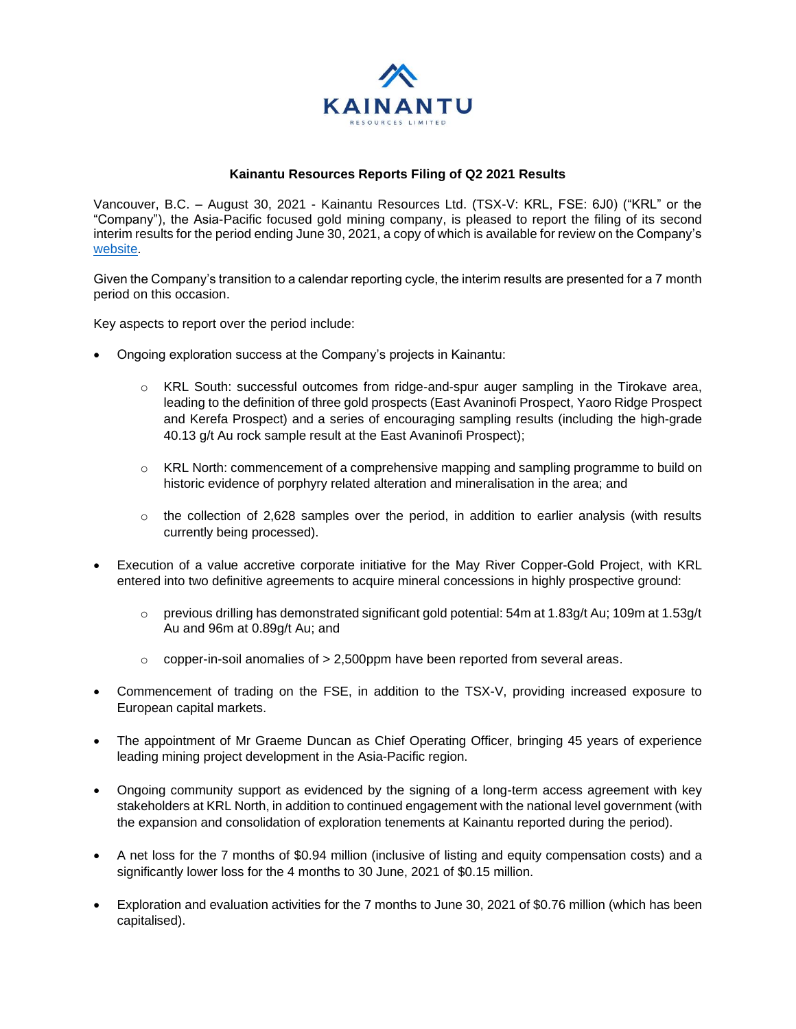KAINANTU

RESOURCES LIMITED

**Kainantu Resources Reports Filing of Q2 2021 Results**

Vancouver, B.C. – August 30, 2021 - Kainantu Resources Ltd. (TSX-V: KRL, FSE: 6J0) ("KRL" or the "Company"), the Asia-Pacific focused gold mining company, is pleased to report the filing of its second interim results for the period ending June 30, 2021, a copy of which is available for review on the Company's website.

Given the Company's transition to a calendar reporting cycle, the interim results are presented for a 7 month period on this occasion.

Key aspects to report over the period include:

- Ongoing exploration success at the Company's projects in Kainantu:
  - KRL South: successful outcomes from ridge-and-spur auger sampling in the Tirokave area, leading to the definition of three gold prospects (East Avaninofi Prospect, Yaoro Ridge Prospect and Kerefa Prospect) and a series of encouraging sampling results (including the high-grade 40.13 g/t Au rock sample result at the East Avaninofi Prospect);
  - KRL North: commencement of a comprehensive mapping and sampling programme to build on historic evidence of porphyry related alteration and mineralisation in the area; and
  - the collection of 2,628 samples over the period, in addition to earlier analysis (with results currently being processed).
- Execution of a value accretive corporate initiative for the May River Copper-Gold Project, with KRL entered into two definitive agreements to acquire mineral concessions in highly prospective ground:
  - previous drilling has demonstrated significant gold potential: 54m at 1.83g/t Au; 109m at 1.53g/t Au and 96m at 0.89g/t Au; and
  - copper-in-soil anomalies of > 2,500ppm have been reported from several areas.
- Commencement of trading on the FSE, in addition to the TSX-V, providing increased exposure to European capital markets.
- The appointment of Mr Graeme Duncan as Chief Operating Officer, bringing 45 years of experience leading mining project development in the Asia-Pacific region.
- Ongoing community support as evidenced by the signing of a long-term access agreement with key stakeholders at KRL North, in addition to continued engagement with the national level government (with the expansion and consolidation of exploration tenements at Kainantu reported during the period).
- A net loss for the 7 months of $0.94 million (inclusive of listing and equity compensation costs) and a significantly lower loss for the 4 months to 30 June, 2021 of $0.15 million.
- Exploration and evaluation activities for the 7 months to June 30, 2021 of $0.76 million (which has been capitalised).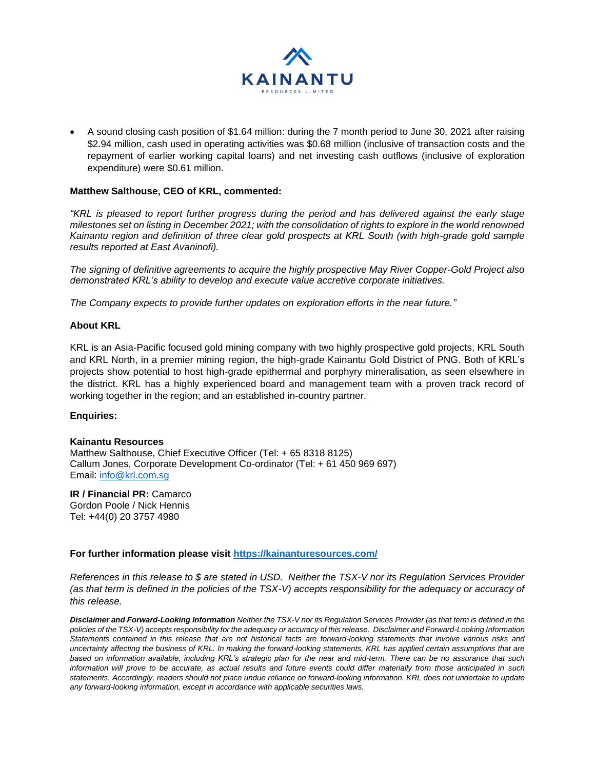- A sound closing cash position of $1.64 million: during the 7 month period to June 30, 2021 after raising $2.94 million, cash used in operating activities was $0.68 million (inclusive of transaction costs and the repayment of earlier working capital loans) and net investing cash outflows (inclusive of exploration expenditure) were $0.61 million.

**Matthew Salthouse, CEO of KRL, commented:**

*"KRL is pleased to report further progress during the period and has delivered against the early stage milestones set on listing in December 2021; with the consolidation of rights to explore in the world renowned Kainantu region and definition of three clear gold prospects at KRL South (with high-grade gold sample results reported at East Avaninofi).*

*The signing of definitive agreements to acquire the highly prospective May River Copper-Gold Project also demonstrated KRL's ability to develop and execute value accretive corporate initiatives.*

*The Company expects to provide further updates on exploration efforts in the near future."*

**About KRL**

KRL is an Asia-Pacific focused gold mining company with two highly prospective gold projects, KRL South and KRL North, in a premier mining region, the high-grade Kainantu Gold District of PNG. Both of KRL's projects show potential to host high-grade epithermal and porphyry mineralisation, as seen elsewhere in the district. KRL has a highly experienced board and management team with a proven track record of working together in the region; and an established in-country partner.

**Enquiries:**

**Kainantu Resources**
Matthew Salthouse, Chief Executive Officer (Tel: + 65 8318 8125)
Callum Jones, Corporate Development Co-ordinator (Tel: + 61 450 969 697)
Email: [info@krl.com.sg](mailto:info@krl.com.sg)

**IR / Financial PR:** Camarco
Gordon Poole / Nick Hennis
Tel: +44(0) 20 3757 4980

**For further information please visit [https://kainanturesources.com/](https://kainanturesources.com/)**

*References in this release to $ are stated in USD. Neither the TSX-V nor its Regulation Services Provider (as that term is defined in the policies of the TSX-V) accepts responsibility for the adequacy or accuracy of this release.*

***Disclaimer and Forward-Looking Information** Neither the TSX-V nor its Regulation Services Provider (as that term is defined in the policies of the TSX-V) accepts responsibility for the adequacy or accuracy of this release. Disclaimer and Forward-Looking Information Statements contained in this release that are not historical facts are forward-looking statements that involve various risks and uncertainty affecting the business of KRL. In making the forward-looking statements, KRL has applied certain assumptions that are based on information available, including KRL's strategic plan for the near and mid-term. There can be no assurance that such information will prove to be accurate, as actual results and future events could differ materially from those anticipated in such statements. Accordingly, readers should not place undue reliance on forward-looking information. KRL does not undertake to update any forward-looking information, except in accordance with applicable securities laws.*